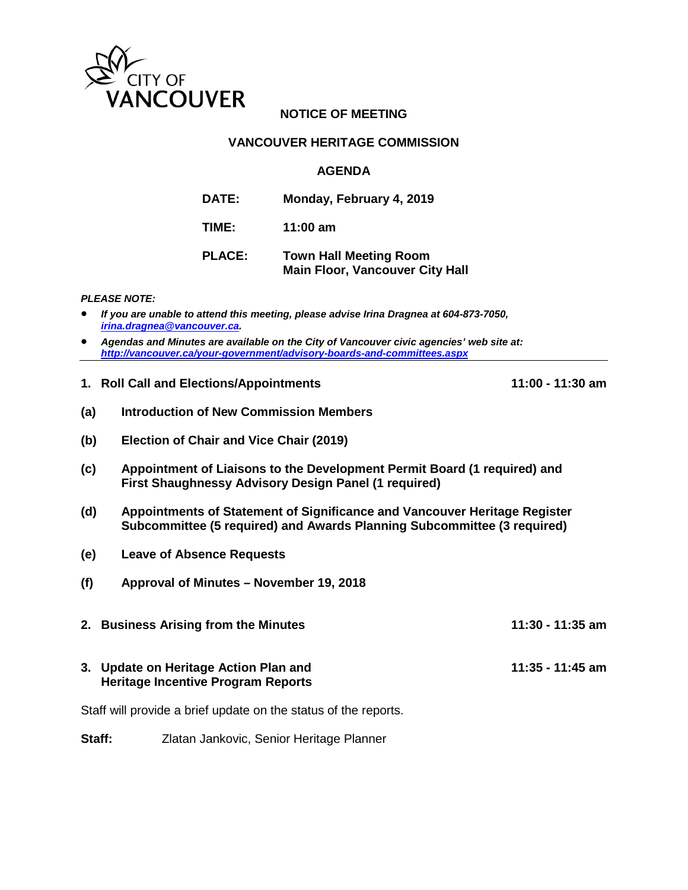CITY OF VANCOUVER

# NOTICE OF MEETING

## VANCOUVER HERITAGE COMMISSION

## AGENDA

**DATE:** Monday, February 4, 2019

**TIME:** 11:00 am

**PLACE:** Town Hall Meeting Room
Main Floor, Vancouver City Hall

***PLEASE NOTE:***

- ***If you are unable to attend this meeting, please advise Irina Dragnea at 604-873-7050, [irina.dragnea@vancouver.ca](mailto:irina.dragnea@vancouver.ca).***
- ***Agendas and Minutes are available on the City of Vancouver civic agencies' web site at: [http://vancouver.ca/your-government/advisory-boards-and-committees.aspx](http://vancouver.ca/your-government/advisory-boards-and-committees.aspx)***

---

**1. Roll Call and Elections/Appointments** — **11:00 - 11:30 am**

**(a) Introduction of New Commission Members**

**(b) Election of Chair and Vice Chair (2019)**

**(c) Appointment of Liaisons to the Development Permit Board (1 required) and First Shaughnessy Advisory Design Panel (1 required)**

**(d) Appointments of Statement of Significance and Vancouver Heritage Register Subcommittee (5 required) and Awards Planning Subcommittee (3 required)**

**(e) Leave of Absence Requests**

**(f) Approval of Minutes – November 19, 2018**

**2. Business Arising from the Minutes** — **11:30 - 11:35 am**

**3. Update on Heritage Action Plan and Heritage Incentive Program Reports** — **11:35 - 11:45 am**

Staff will provide a brief update on the status of the reports.

**Staff:** Zlatan Jankovic, Senior Heritage Planner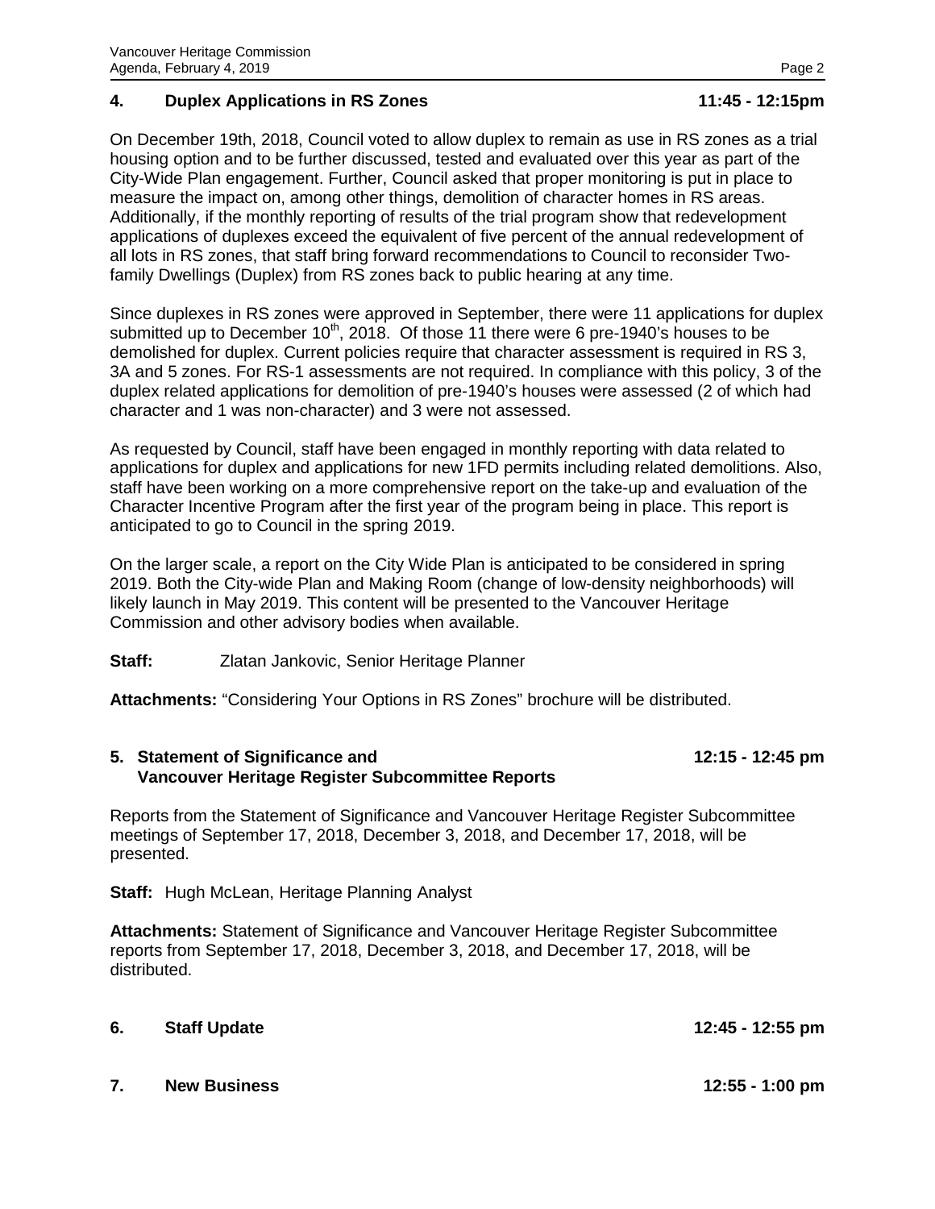## 4. Duplex Applications in RS Zones 11:45 - 12:15pm

On December 19th, 2018, Council voted to allow duplex to remain as use in RS zones as a trial housing option and to be further discussed, tested and evaluated over this year as part of the City-Wide Plan engagement. Further, Council asked that proper monitoring is put in place to measure the impact on, among other things, demolition of character homes in RS areas. Additionally, if the monthly reporting of results of the trial program show that redevelopment applications of duplexes exceed the equivalent of five percent of the annual redevelopment of all lots in RS zones, that staff bring forward recommendations to Council to reconsider Two-family Dwellings (Duplex) from RS zones back to public hearing at any time.

Since duplexes in RS zones were approved in September, there were 11 applications for duplex submitted up to December 10th, 2018. Of those 11 there were 6 pre-1940's houses to be demolished for duplex. Current policies require that character assessment is required in RS 3, 3A and 5 zones. For RS-1 assessments are not required. In compliance with this policy, 3 of the duplex related applications for demolition of pre-1940's houses were assessed (2 of which had character and 1 was non-character) and 3 were not assessed.

As requested by Council, staff have been engaged in monthly reporting with data related to applications for duplex and applications for new 1FD permits including related demolitions. Also, staff have been working on a more comprehensive report on the take-up and evaluation of the Character Incentive Program after the first year of the program being in place. This report is anticipated to go to Council in the spring 2019.

On the larger scale, a report on the City Wide Plan is anticipated to be considered in spring 2019. Both the City-wide Plan and Making Room (change of low-density neighborhoods) will likely launch in May 2019. This content will be presented to the Vancouver Heritage Commission and other advisory bodies when available.

**Staff:** Zlatan Jankovic, Senior Heritage Planner

**Attachments:** "Considering Your Options in RS Zones" brochure will be distributed.

## 5. Statement of Significance and Vancouver Heritage Register Subcommittee Reports 12:15 - 12:45 pm

Reports from the Statement of Significance and Vancouver Heritage Register Subcommittee meetings of September 17, 2018, December 3, 2018, and December 17, 2018, will be presented.

**Staff:** Hugh McLean, Heritage Planning Analyst

**Attachments:** Statement of Significance and Vancouver Heritage Register Subcommittee reports from September 17, 2018, December 3, 2018, and December 17, 2018, will be distributed.

## 6. Staff Update 12:45 - 12:55 pm

## 7. New Business 12:55 - 1:00 pm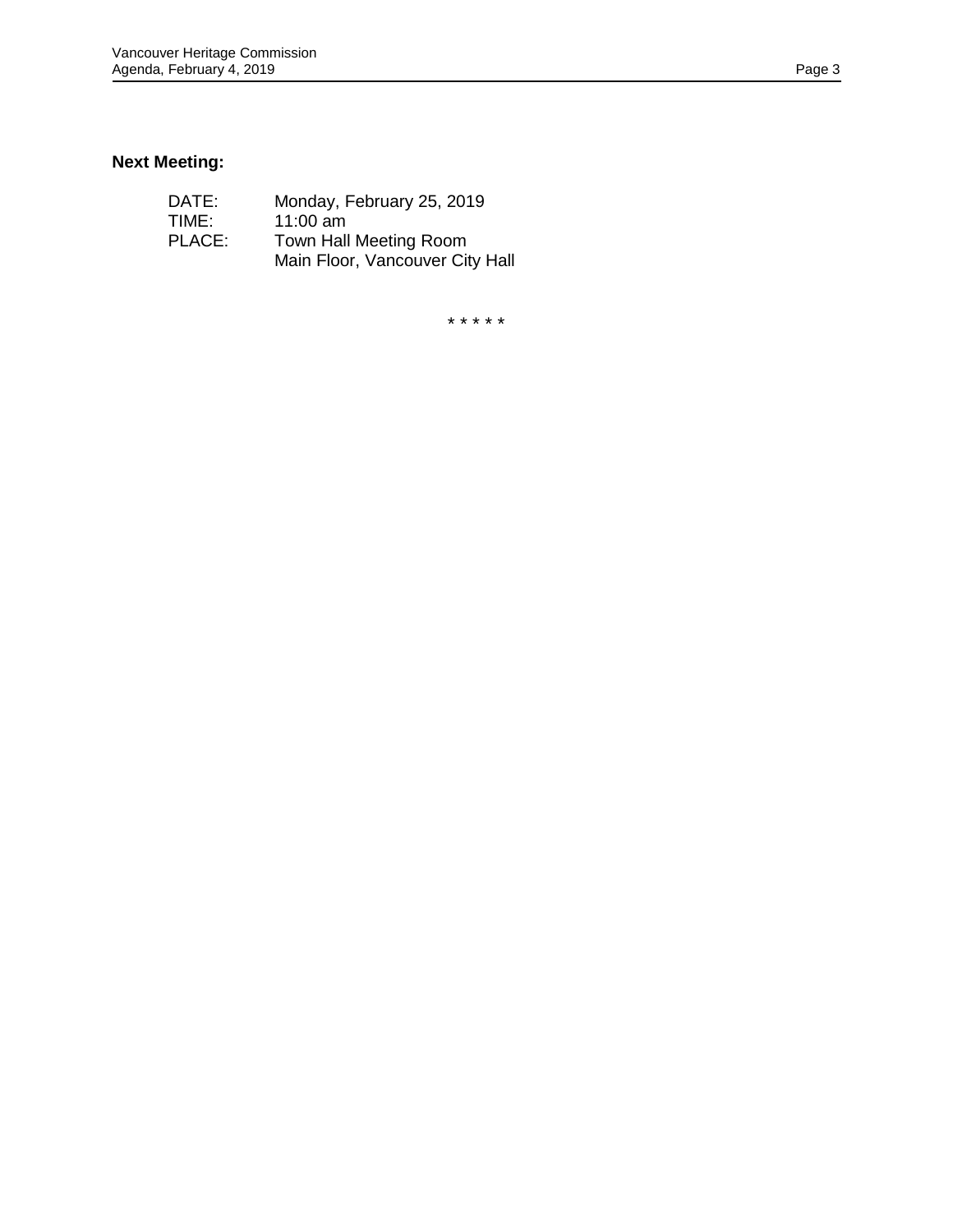**Next Meeting:**

| | |
|---|---|
| DATE: | Monday, February 25, 2019 |
| TIME: | 11:00 am |
| PLACE: | Town Hall Meeting Room<br>Main Floor, Vancouver City Hall |

\* \* \* \* \*